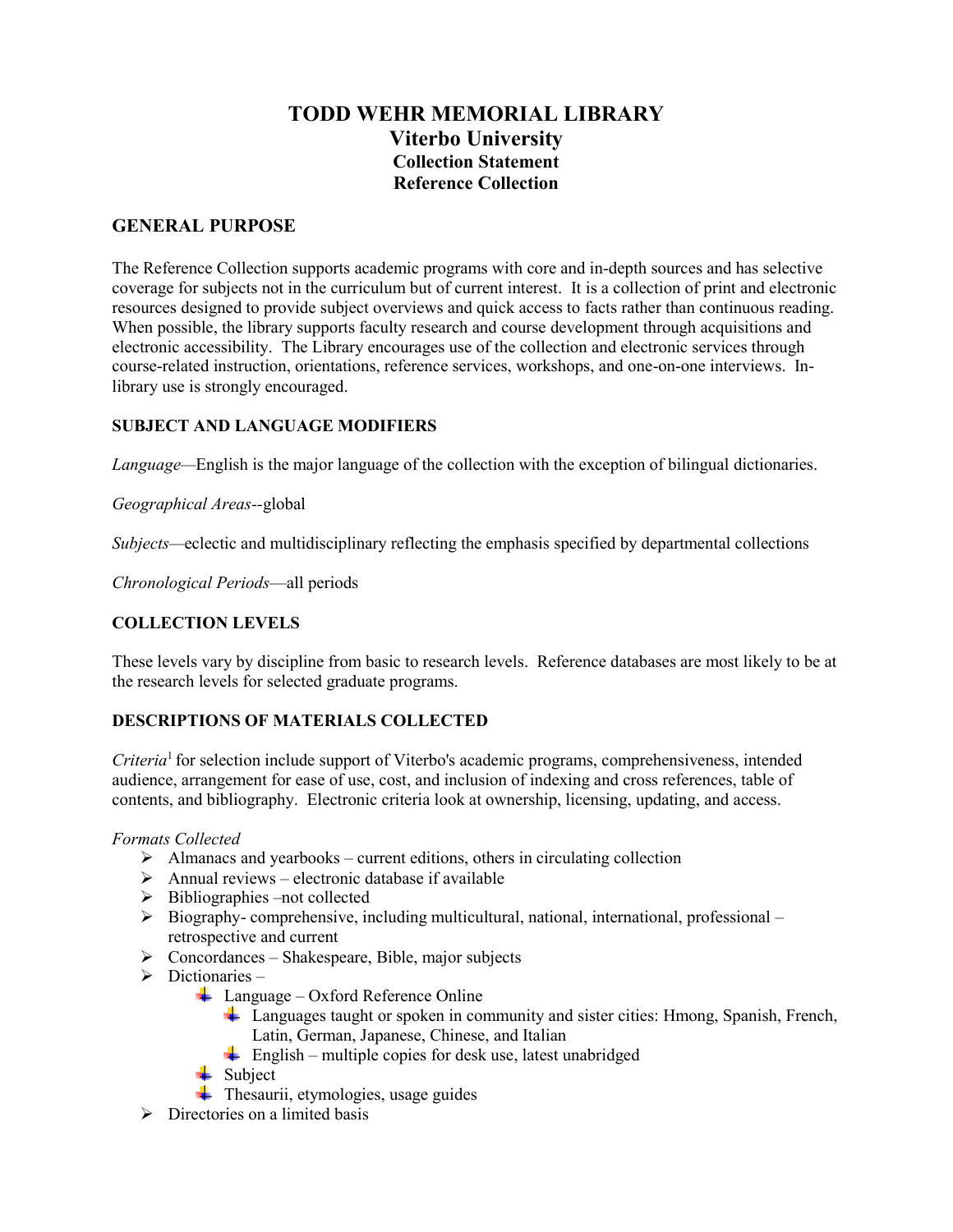# TODD WEHR MEMORIAL LIBRARY
## Viterbo University
### Collection Statement
### Reference Collection

## GENERAL PURPOSE

The Reference Collection supports academic programs with core and in-depth sources and has selective coverage for subjects not in the curriculum but of current interest. It is a collection of print and electronic resources designed to provide subject overviews and quick access to facts rather than continuous reading. When possible, the library supports faculty research and course development through acquisitions and electronic accessibility. The Library encourages use of the collection and electronic services through course-related instruction, orientations, reference services, workshops, and one-on-one interviews. In-library use is strongly encouraged.

### SUBJECT AND LANGUAGE MODIFIERS

*Language*—English is the major language of the collection with the exception of bilingual dictionaries.

*Geographical Areas*--global

*Subjects*—eclectic and multidisciplinary reflecting the emphasis specified by departmental collections

*Chronological Periods*—all periods

### COLLECTION LEVELS

These levels vary by discipline from basic to research levels. Reference databases are most likely to be at the research levels for selected graduate programs.

### DESCRIPTIONS OF MATERIALS COLLECTED

*Criteria*[1] for selection include support of Viterbo's academic programs, comprehensiveness, intended audience, arrangement for ease of use, cost, and inclusion of indexing and cross references, table of contents, and bibliography. Electronic criteria look at ownership, licensing, updating, and access.

*Formats Collected*

- Almanacs and yearbooks – current editions, others in circulating collection
- Annual reviews – electronic database if available
- Bibliographies –not collected
- Biography- comprehensive, including multicultural, national, international, professional – retrospective and current
- Concordances – Shakespeare, Bible, major subjects
- Dictionaries –
  - Language – Oxford Reference Online
    - Languages taught or spoken in community and sister cities: Hmong, Spanish, French, Latin, German, Japanese, Chinese, and Italian
    - English – multiple copies for desk use, latest unabridged
  - Subject
  - Thesaurii, etymologies, usage guides
- Directories on a limited basis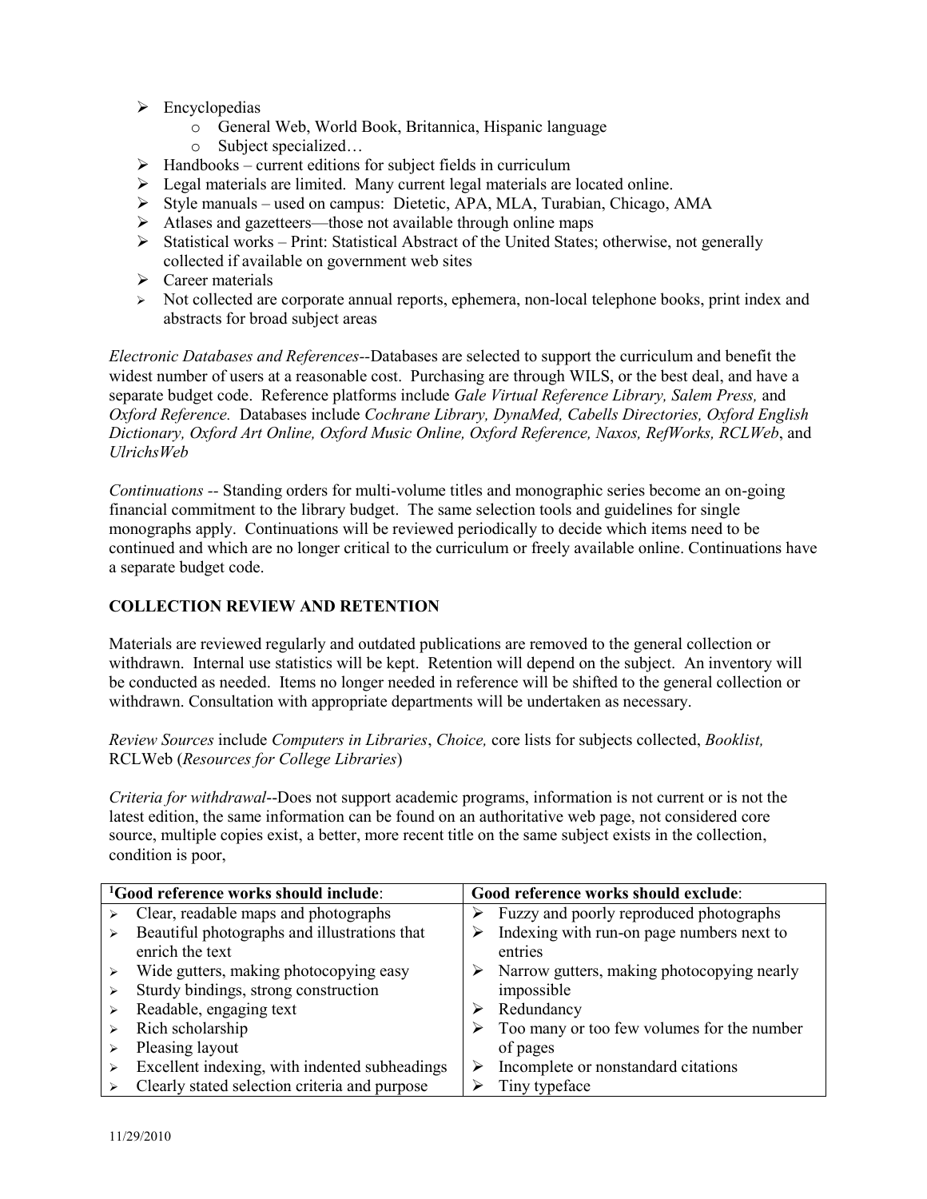- Encyclopedias
    - General Web, World Book, Britannica, Hispanic language
    - Subject specialized…
- Handbooks – current editions for subject fields in curriculum
- Legal materials are limited. Many current legal materials are located online.
- Style manuals – used on campus: Dietetic, APA, MLA, Turabian, Chicago, AMA
- Atlases and gazetteers—those not available through online maps
- Statistical works – Print: Statistical Abstract of the United States; otherwise, not generally collected if available on government web sites
- Career materials
- Not collected are corporate annual reports, ephemera, non-local telephone books, print index and abstracts for broad subject areas

*Electronic Databases and References*--Databases are selected to support the curriculum and benefit the widest number of users at a reasonable cost. Purchasing are through WILS, or the best deal, and have a separate budget code. Reference platforms include *Gale Virtual Reference Library, Salem Press,* and *Oxford Reference.* Databases include *Cochrane Library, DynaMed, Cabells Directories, Oxford English Dictionary, Oxford Art Online, Oxford Music Online, Oxford Reference, Naxos, RefWorks, RCLWeb*, and *UlrichsWeb*

*Continuations* -- Standing orders for multi-volume titles and monographic series become an on-going financial commitment to the library budget. The same selection tools and guidelines for single monographs apply. Continuations will be reviewed periodically to decide which items need to be continued and which are no longer critical to the curriculum or freely available online. Continuations have a separate budget code.

## COLLECTION REVIEW AND RETENTION

Materials are reviewed regularly and outdated publications are removed to the general collection or withdrawn. Internal use statistics will be kept. Retention will depend on the subject. An inventory will be conducted as needed. Items no longer needed in reference will be shifted to the general collection or withdrawn. Consultation with appropriate departments will be undertaken as necessary.

*Review Sources* include *Computers in Libraries*, *Choice,* core lists for subjects collected, *Booklist,* RCLWeb (*Resources for College Libraries*)

*Criteria for withdrawal*--Does not support academic programs, information is not current or is not the latest edition, the same information can be found on an authoritative web page, not considered core source, multiple copies exist, a better, more recent title on the same subject exists in the collection, condition is poor,

| [1]Good reference works should include: | Good reference works should exclude: |
|---|---|
| Clear, readable maps and photographs | Fuzzy and poorly reproduced photographs |
| Beautiful photographs and illustrations that enrich the text | Indexing with run-on page numbers next to entries |
| Wide gutters, making photocopying easy | Narrow gutters, making photocopying nearly impossible |
| Sturdy bindings, strong construction | Redundancy |
| Readable, engaging text | Too many or too few volumes for the number of pages |
| Rich scholarship | Incomplete or nonstandard citations |
| Pleasing layout | Tiny typeface |
| Excellent indexing, with indented subheadings | |
| Clearly stated selection criteria and purpose | |

11/29/2010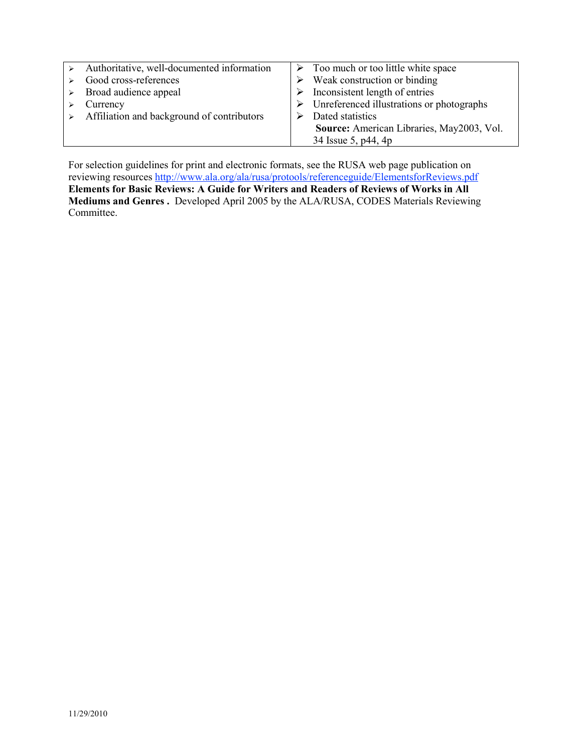| | |
|---|---|
| ➢ Authoritative, well-documented information<br>➢ Good cross-references<br>➢ Broad audience appeal<br>➢ Currency<br>➢ Affiliation and background of contributors | ➢ Too much or too little white space<br>➢ Weak construction or binding<br>➢ Inconsistent length of entries<br>➢ Unreferenced illustrations or photographs<br>➢ Dated statistics<br>**Source:** American Libraries, May2003, Vol. 34 Issue 5, p44, 4p |

For selection guidelines for print and electronic formats, see the RUSA web page publication on reviewing resources http://www.ala.org/ala/rusa/protools/referenceguide/ElementsforReviews.pdf **Elements for Basic Reviews: A Guide for Writers and Readers of Reviews of Works in All Mediums and Genres .** Developed April 2005 by the ALA/RUSA, CODES Materials Reviewing Committee.